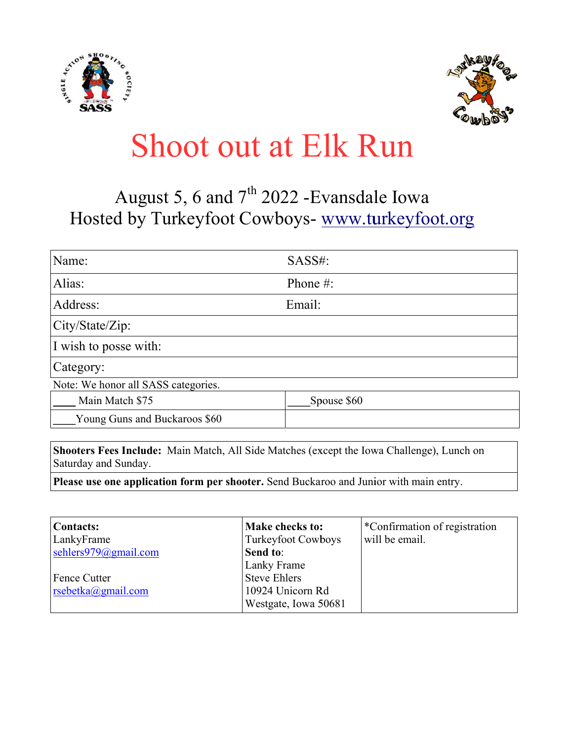# Shoot out at Elk Run

August 5, 6 and 7th 2022 -Evansdale Iowa
Hosted by Turkeyfoot Cowboys- www.turkeyfoot.org

| Name: | SASS#: |
|---|---|
| Alias: | Phone #: |
| Address: | Email: |
| City/State/Zip: | |
| I wish to posse with: | |
| Category: | |

Note: We honor all SASS categories.

| ____ Main Match $75 | ____Spouse $60 |
|---|---|
| ____Young Guns and Buckaroos $60 | |

**Shooters Fees Include:** Main Match, All Side Matches (except the Iowa Challenge), Lunch on Saturday and Sunday.

**Please use one application form per shooter.** Send Buckaroo and Junior with main entry.

| **Contacts:** | **Make checks to:** | *Confirmation of registration will be email. |
|---|---|---|
| LankyFrame<br>sehlers979@gmail.com<br><br>Fence Cutter<br>rsebetka@gmail.com | Turkeyfoot Cowboys<br>**Send to**:<br>Lanky Frame<br>Steve Ehlers<br>10924 Unicorn Rd<br>Westgate, Iowa 50681 | |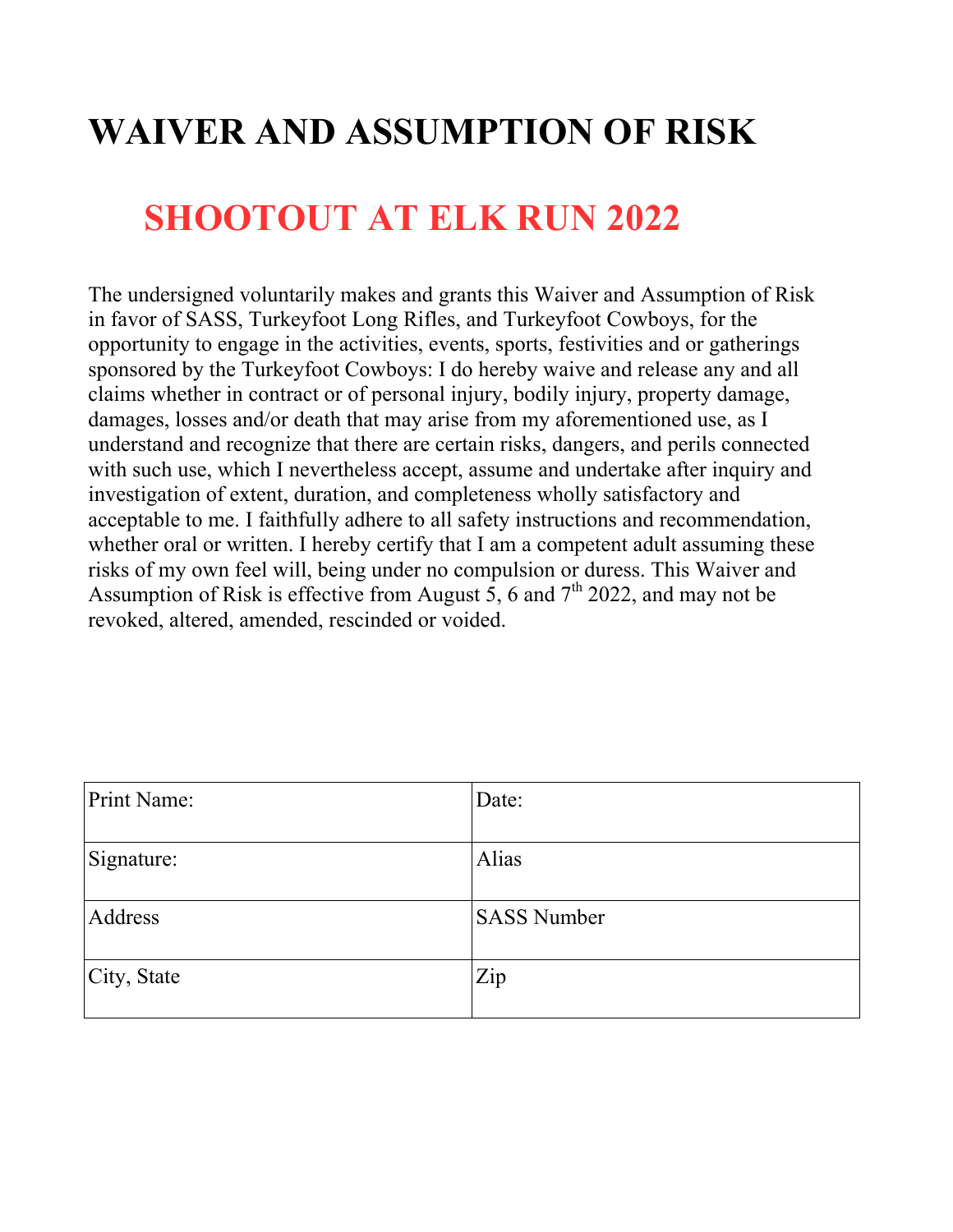# WAIVER AND ASSUMPTION OF RISK

## SHOOTOUT AT ELK RUN 2022

The undersigned voluntarily makes and grants this Waiver and Assumption of Risk in favor of SASS, Turkeyfoot Long Rifles, and Turkeyfoot Cowboys, for the opportunity to engage in the activities, events, sports, festivities and or gatherings sponsored by the Turkeyfoot Cowboys: I do hereby waive and release any and all claims whether in contract or of personal injury, bodily injury, property damage, damages, losses and/or death that may arise from my aforementioned use, as I understand and recognize that there are certain risks, dangers, and perils connected with such use, which I nevertheless accept, assume and undertake after inquiry and investigation of extent, duration, and completeness wholly satisfactory and acceptable to me. I faithfully adhere to all safety instructions and recommendation, whether oral or written. I hereby certify that I am a competent adult assuming these risks of my own feel will, being under no compulsion or duress. This Waiver and Assumption of Risk is effective from August 5, 6 and 7th 2022, and may not be revoked, altered, amended, rescinded or voided.

| | |
|---|---|
| Print Name: | Date: |
| Signature: | Alias |
| Address | SASS Number |
| City, State | Zip |